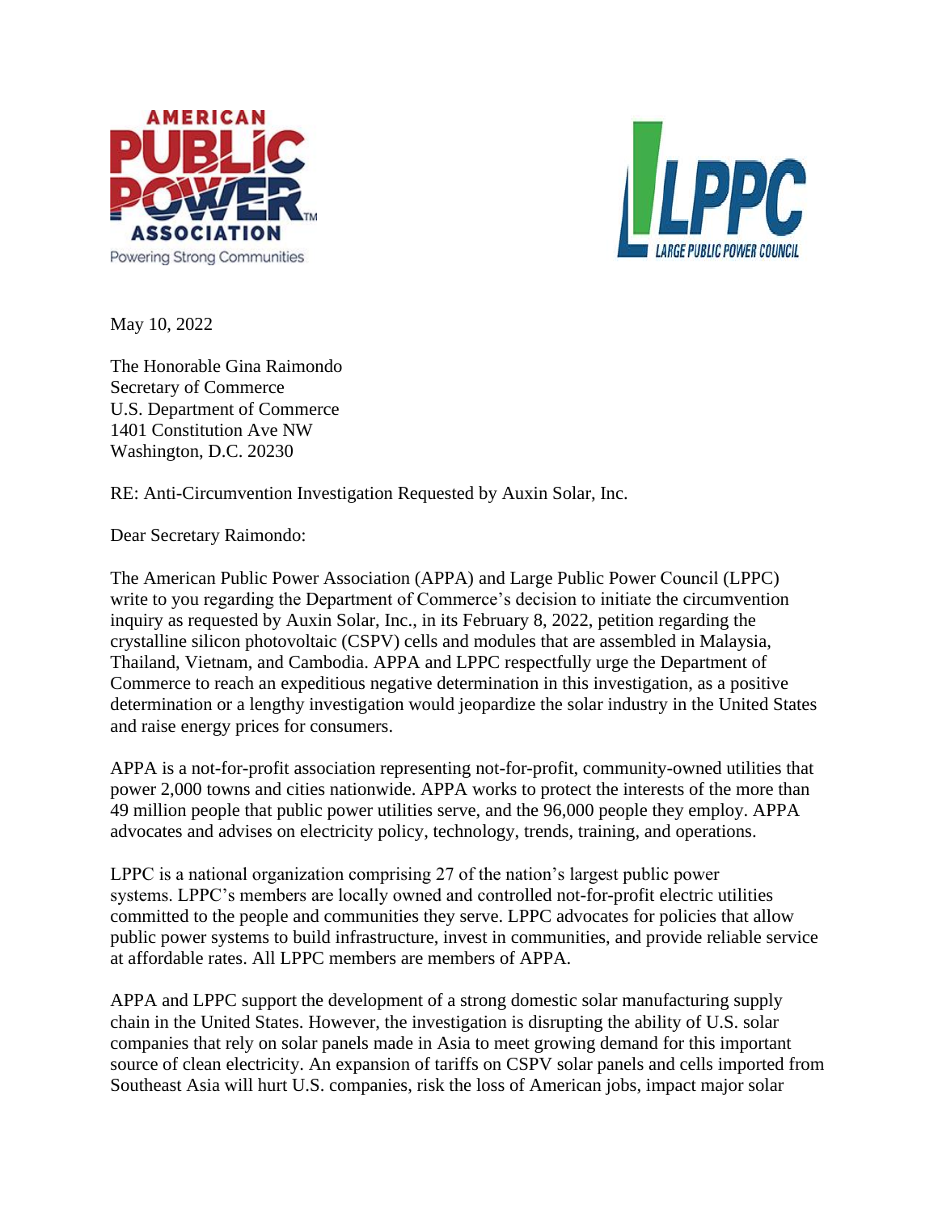May 10, 2022

The Honorable Gina Raimondo
Secretary of Commerce
U.S. Department of Commerce
1401 Constitution Ave NW
Washington, D.C. 20230

RE: Anti-Circumvention Investigation Requested by Auxin Solar, Inc.

Dear Secretary Raimondo:

The American Public Power Association (APPA) and Large Public Power Council (LPPC) write to you regarding the Department of Commerce's decision to initiate the circumvention inquiry as requested by Auxin Solar, Inc., in its February 8, 2022, petition regarding the crystalline silicon photovoltaic (CSPV) cells and modules that are assembled in Malaysia, Thailand, Vietnam, and Cambodia. APPA and LPPC respectfully urge the Department of Commerce to reach an expeditious negative determination in this investigation, as a positive determination or a lengthy investigation would jeopardize the solar industry in the United States and raise energy prices for consumers.

APPA is a not-for-profit association representing not-for-profit, community-owned utilities that power 2,000 towns and cities nationwide. APPA works to protect the interests of the more than 49 million people that public power utilities serve, and the 96,000 people they employ. APPA advocates and advises on electricity policy, technology, trends, training, and operations.

LPPC is a national organization comprising 27 of the nation's largest public power systems. LPPC's members are locally owned and controlled not-for-profit electric utilities committed to the people and communities they serve. LPPC advocates for policies that allow public power systems to build infrastructure, invest in communities, and provide reliable service at affordable rates. All LPPC members are members of APPA.

APPA and LPPC support the development of a strong domestic solar manufacturing supply chain in the United States. However, the investigation is disrupting the ability of U.S. solar companies that rely on solar panels made in Asia to meet growing demand for this important source of clean electricity. An expansion of tariffs on CSPV solar panels and cells imported from Southeast Asia will hurt U.S. companies, risk the loss of American jobs, impact major solar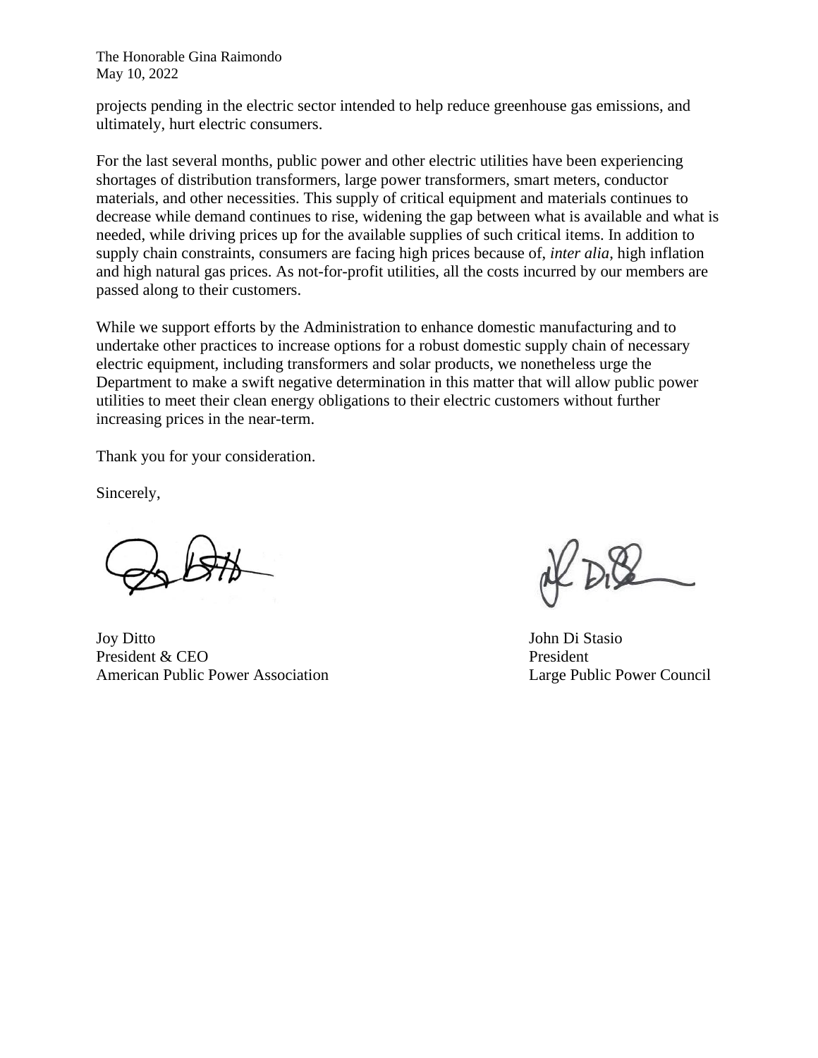projects pending in the electric sector intended to help reduce greenhouse gas emissions, and ultimately, hurt electric consumers.

For the last several months, public power and other electric utilities have been experiencing shortages of distribution transformers, large power transformers, smart meters, conductor materials, and other necessities. This supply of critical equipment and materials continues to decrease while demand continues to rise, widening the gap between what is available and what is needed, while driving prices up for the available supplies of such critical items. In addition to supply chain constraints, consumers are facing high prices because of, *inter alia*, high inflation and high natural gas prices. As not-for-profit utilities, all the costs incurred by our members are passed along to their customers.

While we support efforts by the Administration to enhance domestic manufacturing and to undertake other practices to increase options for a robust domestic supply chain of necessary electric equipment, including transformers and solar products, we nonetheless urge the Department to make a swift negative determination in this matter that will allow public power utilities to meet their clean energy obligations to their electric customers without further increasing prices in the near-term.

Thank you for your consideration.

Sincerely,

Joy Ditto
President & CEO
American Public Power Association

John Di Stasio
President
Large Public Power Council